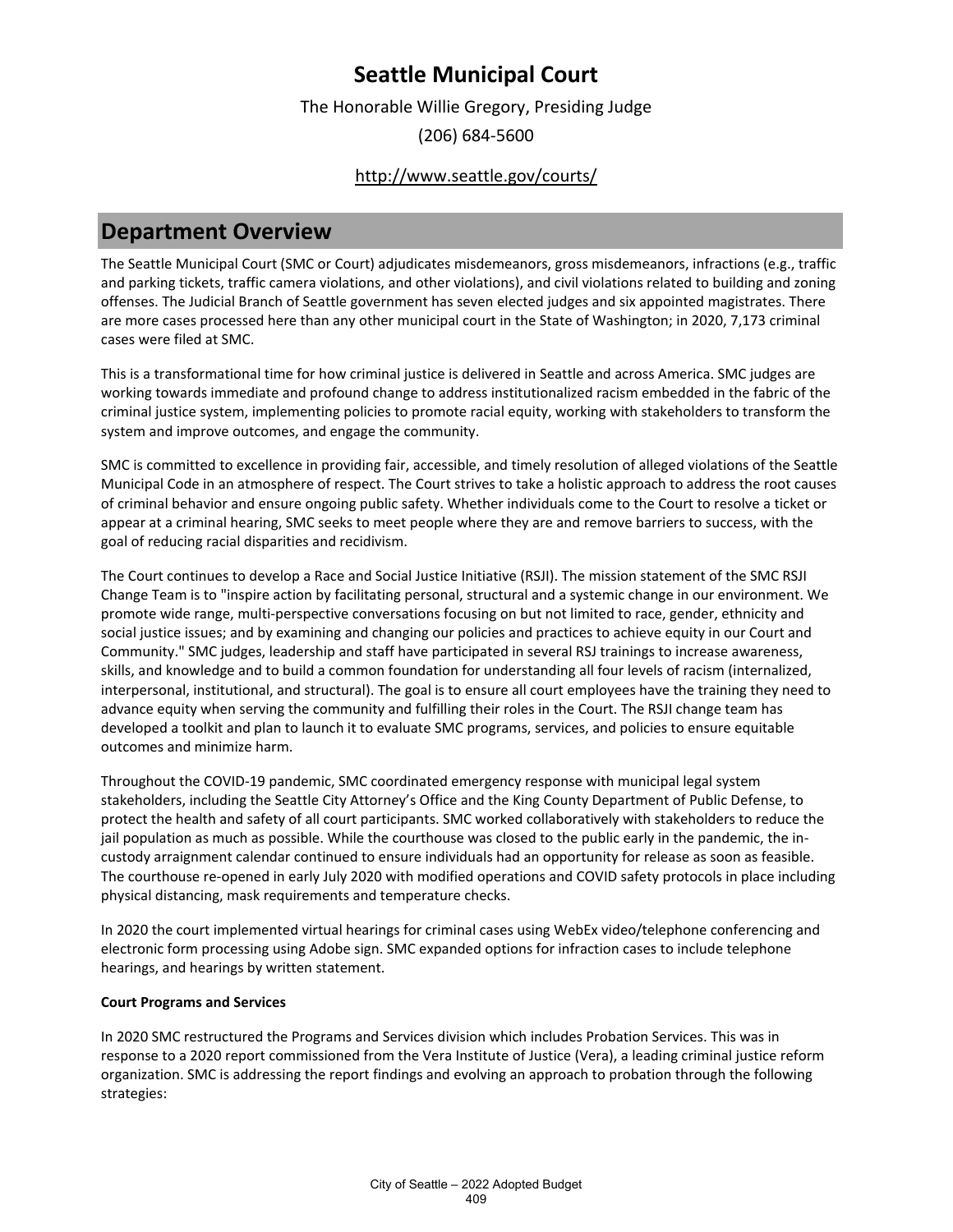# Seattle Municipal Court

The Honorable Willie Gregory, Presiding Judge

(206) 684-5600

http://www.seattle.gov/courts/

## Department Overview

The Seattle Municipal Court (SMC or Court) adjudicates misdemeanors, gross misdemeanors, infractions (e.g., traffic and parking tickets, traffic camera violations, and other violations), and civil violations related to building and zoning offenses. The Judicial Branch of Seattle government has seven elected judges and six appointed magistrates. There are more cases processed here than any other municipal court in the State of Washington; in 2020, 7,173 criminal cases were filed at SMC.

This is a transformational time for how criminal justice is delivered in Seattle and across America. SMC judges are working towards immediate and profound change to address institutionalized racism embedded in the fabric of the criminal justice system, implementing policies to promote racial equity, working with stakeholders to transform the system and improve outcomes, and engage the community.

SMC is committed to excellence in providing fair, accessible, and timely resolution of alleged violations of the Seattle Municipal Code in an atmosphere of respect. The Court strives to take a holistic approach to address the root causes of criminal behavior and ensure ongoing public safety. Whether individuals come to the Court to resolve a ticket or appear at a criminal hearing, SMC seeks to meet people where they are and remove barriers to success, with the goal of reducing racial disparities and recidivism.

The Court continues to develop a Race and Social Justice Initiative (RSJI). The mission statement of the SMC RSJI Change Team is to "inspire action by facilitating personal, structural and a systemic change in our environment. We promote wide range, multi-perspective conversations focusing on but not limited to race, gender, ethnicity and social justice issues; and by examining and changing our policies and practices to achieve equity in our Court and Community." SMC judges, leadership and staff have participated in several RSJ trainings to increase awareness, skills, and knowledge and to build a common foundation for understanding all four levels of racism (internalized, interpersonal, institutional, and structural). The goal is to ensure all court employees have the training they need to advance equity when serving the community and fulfilling their roles in the Court. The RSJI change team has developed a toolkit and plan to launch it to evaluate SMC programs, services, and policies to ensure equitable outcomes and minimize harm.

Throughout the COVID-19 pandemic, SMC coordinated emergency response with municipal legal system stakeholders, including the Seattle City Attorney's Office and the King County Department of Public Defense, to protect the health and safety of all court participants. SMC worked collaboratively with stakeholders to reduce the jail population as much as possible. While the courthouse was closed to the public early in the pandemic, the in-custody arraignment calendar continued to ensure individuals had an opportunity for release as soon as feasible. The courthouse re-opened in early July 2020 with modified operations and COVID safety protocols in place including physical distancing, mask requirements and temperature checks.

In 2020 the court implemented virtual hearings for criminal cases using WebEx video/telephone conferencing and electronic form processing using Adobe sign. SMC expanded options for infraction cases to include telephone hearings, and hearings by written statement.

**Court Programs and Services**

In 2020 SMC restructured the Programs and Services division which includes Probation Services. This was in response to a 2020 report commissioned from the Vera Institute of Justice (Vera), a leading criminal justice reform organization. SMC is addressing the report findings and evolving an approach to probation through the following strategies: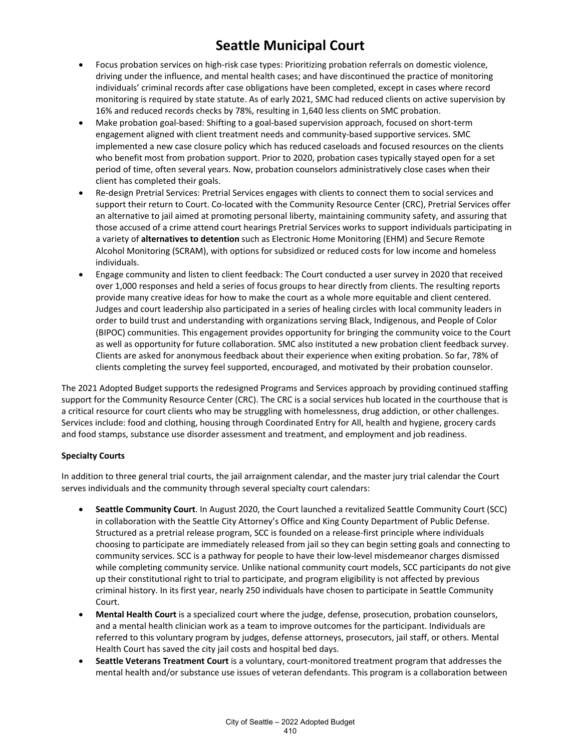- Focus probation services on high-risk case types: Prioritizing probation referrals on domestic violence, driving under the influence, and mental health cases; and have discontinued the practice of monitoring individuals' criminal records after case obligations have been completed, except in cases where record monitoring is required by state statute. As of early 2021, SMC had reduced clients on active supervision by 16% and reduced records checks by 78%, resulting in 1,640 less clients on SMC probation.
- Make probation goal-based: Shifting to a goal-based supervision approach, focused on short-term engagement aligned with client treatment needs and community-based supportive services. SMC implemented a new case closure policy which has reduced caseloads and focused resources on the clients who benefit most from probation support. Prior to 2020, probation cases typically stayed open for a set period of time, often several years. Now, probation counselors administratively close cases when their client has completed their goals.
- Re-design Pretrial Services: Pretrial Services engages with clients to connect them to social services and support their return to Court. Co-located with the Community Resource Center (CRC), Pretrial Services offer an alternative to jail aimed at promoting personal liberty, maintaining community safety, and assuring that those accused of a crime attend court hearings Pretrial Services works to support individuals participating in a variety of **alternatives to detention** such as Electronic Home Monitoring (EHM) and Secure Remote Alcohol Monitoring (SCRAM), with options for subsidized or reduced costs for low income and homeless individuals.
- Engage community and listen to client feedback: The Court conducted a user survey in 2020 that received over 1,000 responses and held a series of focus groups to hear directly from clients. The resulting reports provide many creative ideas for how to make the court as a whole more equitable and client centered. Judges and court leadership also participated in a series of healing circles with local community leaders in order to build trust and understanding with organizations serving Black, Indigenous, and People of Color (BIPOC) communities. This engagement provides opportunity for bringing the community voice to the Court as well as opportunity for future collaboration. SMC also instituted a new probation client feedback survey. Clients are asked for anonymous feedback about their experience when exiting probation. So far, 78% of clients completing the survey feel supported, encouraged, and motivated by their probation counselor.

The 2021 Adopted Budget supports the redesigned Programs and Services approach by providing continued staffing support for the Community Resource Center (CRC). The CRC is a social services hub located in the courthouse that is a critical resource for court clients who may be struggling with homelessness, drug addiction, or other challenges. Services include: food and clothing, housing through Coordinated Entry for All, health and hygiene, grocery cards and food stamps, substance use disorder assessment and treatment, and employment and job readiness.

**Specialty Courts**

In addition to three general trial courts, the jail arraignment calendar, and the master jury trial calendar the Court serves individuals and the community through several specialty court calendars:

- **Seattle Community Court**. In August 2020, the Court launched a revitalized Seattle Community Court (SCC) in collaboration with the Seattle City Attorney's Office and King County Department of Public Defense. Structured as a pretrial release program, SCC is founded on a release-first principle where individuals choosing to participate are immediately released from jail so they can begin setting goals and connecting to community services. SCC is a pathway for people to have their low-level misdemeanor charges dismissed while completing community service. Unlike national community court models, SCC participants do not give up their constitutional right to trial to participate, and program eligibility is not affected by previous criminal history. In its first year, nearly 250 individuals have chosen to participate in Seattle Community Court.
- **Mental Health Court** is a specialized court where the judge, defense, prosecution, probation counselors, and a mental health clinician work as a team to improve outcomes for the participant. Individuals are referred to this voluntary program by judges, defense attorneys, prosecutors, jail staff, or others. Mental Health Court has saved the city jail costs and hospital bed days.
- **Seattle Veterans Treatment Court** is a voluntary, court-monitored treatment program that addresses the mental health and/or substance use issues of veteran defendants. This program is a collaboration between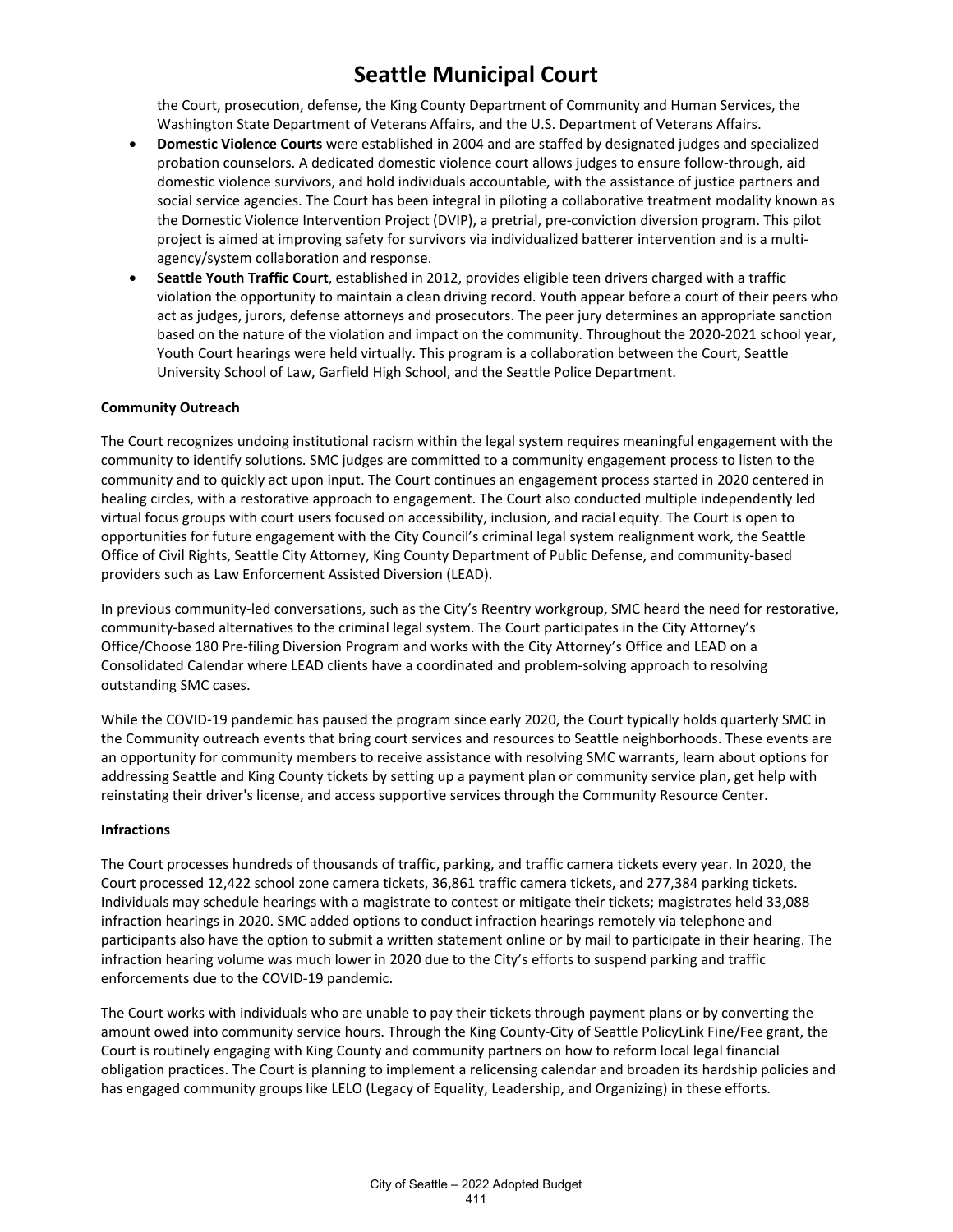the Court, prosecution, defense, the King County Department of Community and Human Services, the Washington State Department of Veterans Affairs, and the U.S. Department of Veterans Affairs.

- **Domestic Violence Courts** were established in 2004 and are staffed by designated judges and specialized probation counselors. A dedicated domestic violence court allows judges to ensure follow-through, aid domestic violence survivors, and hold individuals accountable, with the assistance of justice partners and social service agencies. The Court has been integral in piloting a collaborative treatment modality known as the Domestic Violence Intervention Project (DVIP), a pretrial, pre-conviction diversion program. This pilot project is aimed at improving safety for survivors via individualized batterer intervention and is a multi-agency/system collaboration and response.
- **Seattle Youth Traffic Court**, established in 2012, provides eligible teen drivers charged with a traffic violation the opportunity to maintain a clean driving record. Youth appear before a court of their peers who act as judges, jurors, defense attorneys and prosecutors. The peer jury determines an appropriate sanction based on the nature of the violation and impact on the community. Throughout the 2020-2021 school year, Youth Court hearings were held virtually. This program is a collaboration between the Court, Seattle University School of Law, Garfield High School, and the Seattle Police Department.

**Community Outreach**

The Court recognizes undoing institutional racism within the legal system requires meaningful engagement with the community to identify solutions. SMC judges are committed to a community engagement process to listen to the community and to quickly act upon input. The Court continues an engagement process started in 2020 centered in healing circles, with a restorative approach to engagement. The Court also conducted multiple independently led virtual focus groups with court users focused on accessibility, inclusion, and racial equity. The Court is open to opportunities for future engagement with the City Council's criminal legal system realignment work, the Seattle Office of Civil Rights, Seattle City Attorney, King County Department of Public Defense, and community-based providers such as Law Enforcement Assisted Diversion (LEAD).

In previous community-led conversations, such as the City's Reentry workgroup, SMC heard the need for restorative, community-based alternatives to the criminal legal system. The Court participates in the City Attorney's Office/Choose 180 Pre-filing Diversion Program and works with the City Attorney's Office and LEAD on a Consolidated Calendar where LEAD clients have a coordinated and problem-solving approach to resolving outstanding SMC cases.

While the COVID-19 pandemic has paused the program since early 2020, the Court typically holds quarterly SMC in the Community outreach events that bring court services and resources to Seattle neighborhoods. These events are an opportunity for community members to receive assistance with resolving SMC warrants, learn about options for addressing Seattle and King County tickets by setting up a payment plan or community service plan, get help with reinstating their driver's license, and access supportive services through the Community Resource Center.

**Infractions**

The Court processes hundreds of thousands of traffic, parking, and traffic camera tickets every year. In 2020, the Court processed 12,422 school zone camera tickets, 36,861 traffic camera tickets, and 277,384 parking tickets. Individuals may schedule hearings with a magistrate to contest or mitigate their tickets; magistrates held 33,088 infraction hearings in 2020. SMC added options to conduct infraction hearings remotely via telephone and participants also have the option to submit a written statement online or by mail to participate in their hearing. The infraction hearing volume was much lower in 2020 due to the City's efforts to suspend parking and traffic enforcements due to the COVID-19 pandemic.

The Court works with individuals who are unable to pay their tickets through payment plans or by converting the amount owed into community service hours. Through the King County-City of Seattle PolicyLink Fine/Fee grant, the Court is routinely engaging with King County and community partners on how to reform local legal financial obligation practices. The Court is planning to implement a relicensing calendar and broaden its hardship policies and has engaged community groups like LELO (Legacy of Equality, Leadership, and Organizing) in these efforts.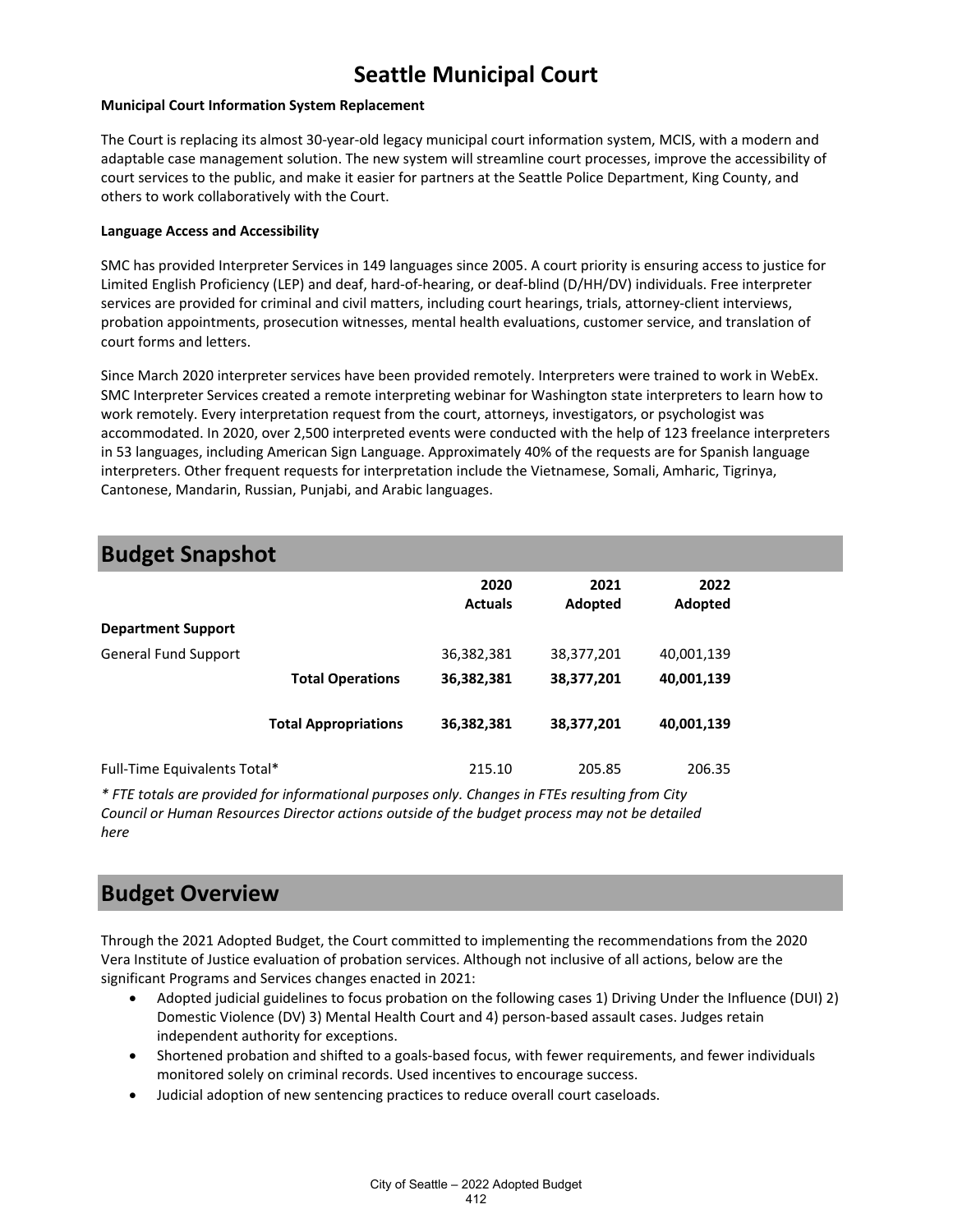# Seattle Municipal Court

**Municipal Court Information System Replacement**

The Court is replacing its almost 30-year-old legacy municipal court information system, MCIS, with a modern and adaptable case management solution. The new system will streamline court processes, improve the accessibility of court services to the public, and make it easier for partners at the Seattle Police Department, King County, and others to work collaboratively with the Court.

**Language Access and Accessibility**

SMC has provided Interpreter Services in 149 languages since 2005. A court priority is ensuring access to justice for Limited English Proficiency (LEP) and deaf, hard-of-hearing, or deaf-blind (D/HH/DV) individuals. Free interpreter services are provided for criminal and civil matters, including court hearings, trials, attorney-client interviews, probation appointments, prosecution witnesses, mental health evaluations, customer service, and translation of court forms and letters.

Since March 2020 interpreter services have been provided remotely. Interpreters were trained to work in WebEx. SMC Interpreter Services created a remote interpreting webinar for Washington state interpreters to learn how to work remotely. Every interpretation request from the court, attorneys, investigators, or psychologist was accommodated. In 2020, over 2,500 interpreted events were conducted with the help of 123 freelance interpreters in 53 languages, including American Sign Language. Approximately 40% of the requests are for Spanish language interpreters. Other frequent requests for interpretation include the Vietnamese, Somali, Amharic, Tigrinya, Cantonese, Mandarin, Russian, Punjabi, and Arabic languages.

## Budget Snapshot

| | 2020 Actuals | 2021 Adopted | 2022 Adopted |
|---|---|---|---|
| **Department Support** | | | |
| General Fund Support | 36,382,381 | 38,377,201 | 40,001,139 |
| **Total Operations** | **36,382,381** | **38,377,201** | **40,001,139** |
| **Total Appropriations** | **36,382,381** | **38,377,201** | **40,001,139** |
| Full-Time Equivalents Total* | 215.10 | 205.85 | 206.35 |

*\* FTE totals are provided for informational purposes only. Changes in FTEs resulting from City Council or Human Resources Director actions outside of the budget process may not be detailed here*

## Budget Overview

Through the 2021 Adopted Budget, the Court committed to implementing the recommendations from the 2020 Vera Institute of Justice evaluation of probation services. Although not inclusive of all actions, below are the significant Programs and Services changes enacted in 2021:

- Adopted judicial guidelines to focus probation on the following cases 1) Driving Under the Influence (DUI) 2) Domestic Violence (DV) 3) Mental Health Court and 4) person-based assault cases. Judges retain independent authority for exceptions.
- Shortened probation and shifted to a goals-based focus, with fewer requirements, and fewer individuals monitored solely on criminal records. Used incentives to encourage success.
- Judicial adoption of new sentencing practices to reduce overall court caseloads.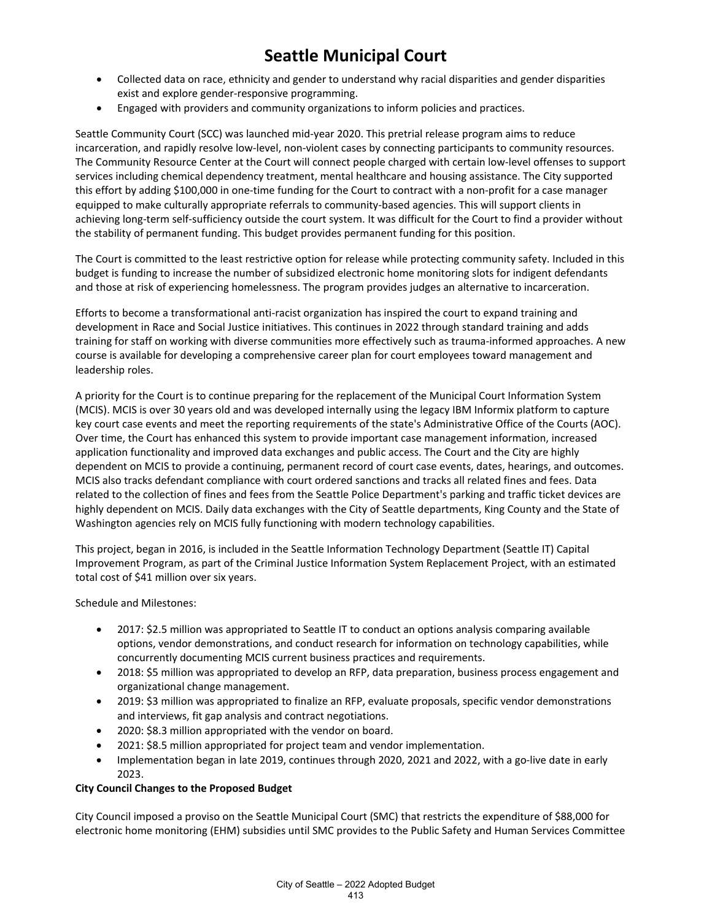- Collected data on race, ethnicity and gender to understand why racial disparities and gender disparities exist and explore gender-responsive programming.
- Engaged with providers and community organizations to inform policies and practices.

Seattle Community Court (SCC) was launched mid-year 2020. This pretrial release program aims to reduce incarceration, and rapidly resolve low-level, non-violent cases by connecting participants to community resources. The Community Resource Center at the Court will connect people charged with certain low-level offenses to support services including chemical dependency treatment, mental healthcare and housing assistance. The City supported this effort by adding $100,000 in one-time funding for the Court to contract with a non-profit for a case manager equipped to make culturally appropriate referrals to community-based agencies. This will support clients in achieving long-term self-sufficiency outside the court system. It was difficult for the Court to find a provider without the stability of permanent funding. This budget provides permanent funding for this position.

The Court is committed to the least restrictive option for release while protecting community safety. Included in this budget is funding to increase the number of subsidized electronic home monitoring slots for indigent defendants and those at risk of experiencing homelessness. The program provides judges an alternative to incarceration.

Efforts to become a transformational anti-racist organization has inspired the court to expand training and development in Race and Social Justice initiatives. This continues in 2022 through standard training and adds training for staff on working with diverse communities more effectively such as trauma-informed approaches. A new course is available for developing a comprehensive career plan for court employees toward management and leadership roles.

A priority for the Court is to continue preparing for the replacement of the Municipal Court Information System (MCIS). MCIS is over 30 years old and was developed internally using the legacy IBM Informix platform to capture key court case events and meet the reporting requirements of the state's Administrative Office of the Courts (AOC). Over time, the Court has enhanced this system to provide important case management information, increased application functionality and improved data exchanges and public access. The Court and the City are highly dependent on MCIS to provide a continuing, permanent record of court case events, dates, hearings, and outcomes. MCIS also tracks defendant compliance with court ordered sanctions and tracks all related fines and fees. Data related to the collection of fines and fees from the Seattle Police Department's parking and traffic ticket devices are highly dependent on MCIS. Daily data exchanges with the City of Seattle departments, King County and the State of Washington agencies rely on MCIS fully functioning with modern technology capabilities.

This project, began in 2016, is included in the Seattle Information Technology Department (Seattle IT) Capital Improvement Program, as part of the Criminal Justice Information System Replacement Project, with an estimated total cost of $41 million over six years.

Schedule and Milestones:

- 2017: $2.5 million was appropriated to Seattle IT to conduct an options analysis comparing available options, vendor demonstrations, and conduct research for information on technology capabilities, while concurrently documenting MCIS current business practices and requirements.
- 2018: $5 million was appropriated to develop an RFP, data preparation, business process engagement and organizational change management.
- 2019: $3 million was appropriated to finalize an RFP, evaluate proposals, specific vendor demonstrations and interviews, fit gap analysis and contract negotiations.
- 2020: $8.3 million appropriated with the vendor on board.
- 2021: $8.5 million appropriated for project team and vendor implementation.
- Implementation began in late 2019, continues through 2020, 2021 and 2022, with a go-live date in early 2023.

**City Council Changes to the Proposed Budget**

City Council imposed a proviso on the Seattle Municipal Court (SMC) that restricts the expenditure of $88,000 for electronic home monitoring (EHM) subsidies until SMC provides to the Public Safety and Human Services Committee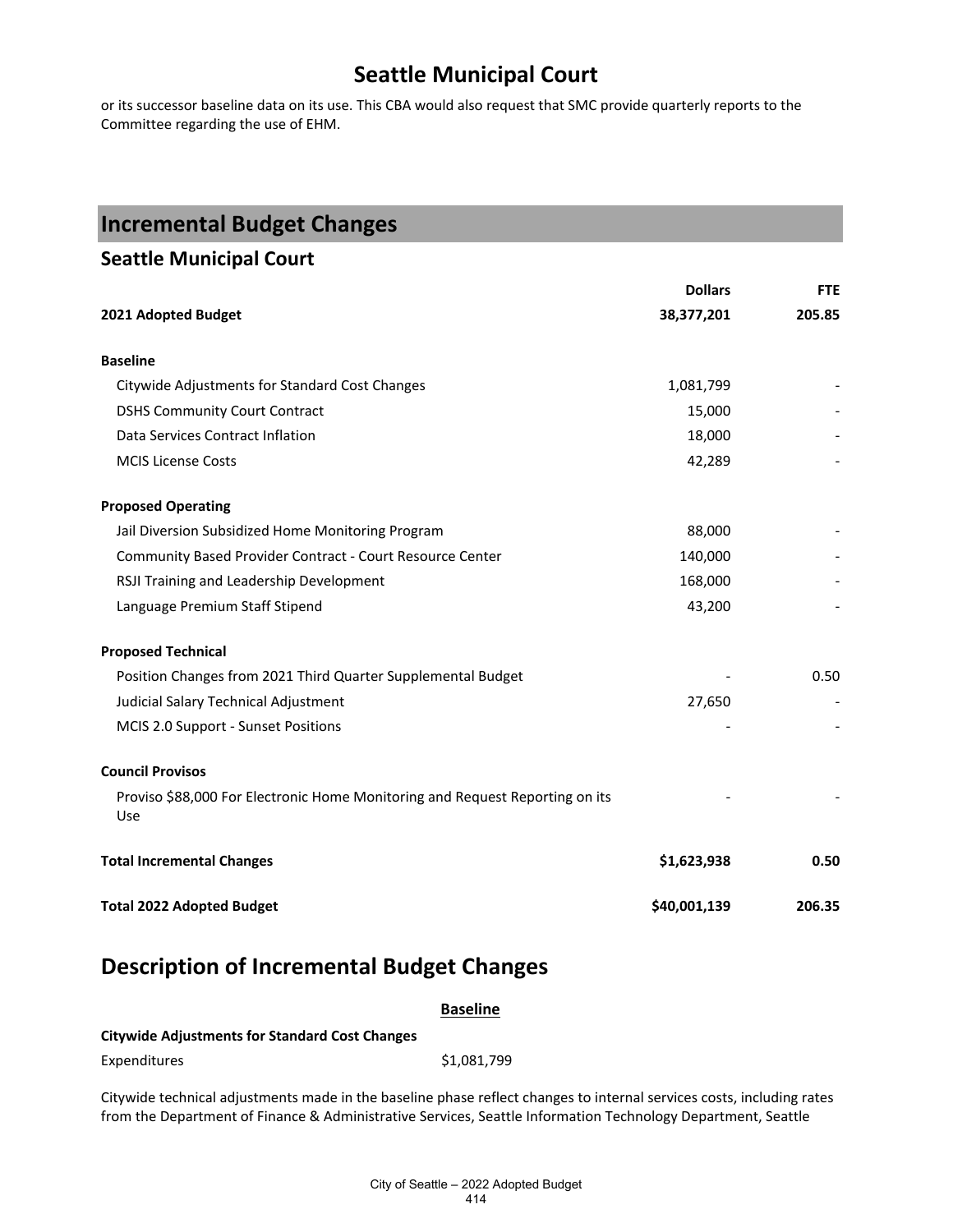or its successor baseline data on its use. This CBA would also request that SMC provide quarterly reports to the Committee regarding the use of EHM.

## Incremental Budget Changes

### Seattle Municipal Court

| | Dollars | FTE |
|---|---|---|
| **2021 Adopted Budget** | **38,377,201** | **205.85** |
| **Baseline** | | |
| Citywide Adjustments for Standard Cost Changes | 1,081,799 | - |
| DSHS Community Court Contract | 15,000 | - |
| Data Services Contract Inflation | 18,000 | - |
| MCIS License Costs | 42,289 | - |
| **Proposed Operating** | | |
| Jail Diversion Subsidized Home Monitoring Program | 88,000 | - |
| Community Based Provider Contract - Court Resource Center | 140,000 | - |
| RSJI Training and Leadership Development | 168,000 | - |
| Language Premium Staff Stipend | 43,200 | - |
| **Proposed Technical** | | |
| Position Changes from 2021 Third Quarter Supplemental Budget | - | 0.50 |
| Judicial Salary Technical Adjustment | 27,650 | - |
| MCIS 2.0 Support - Sunset Positions | - | - |
| **Council Provisos** | | |
| Proviso $88,000 For Electronic Home Monitoring and Request Reporting on its Use | - | - |
| **Total Incremental Changes** | **$1,623,938** | **0.50** |
| **Total 2022 Adopted Budget** | **$40,001,139** | **206.35** |

## Description of Incremental Budget Changes

**Baseline**

**Citywide Adjustments for Standard Cost Changes**

Expenditures $1,081,799

Citywide technical adjustments made in the baseline phase reflect changes to internal services costs, including rates from the Department of Finance & Administrative Services, Seattle Information Technology Department, Seattle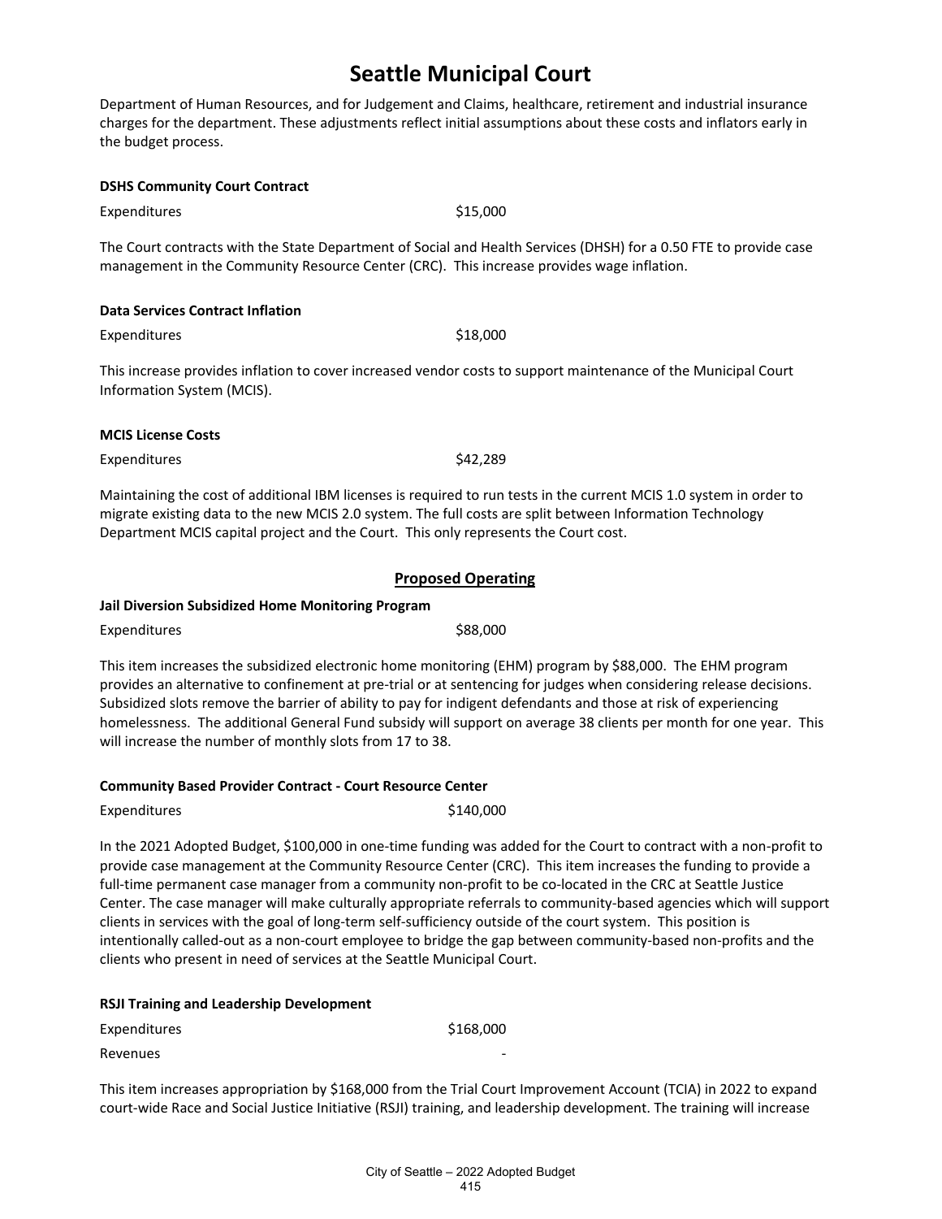Department of Human Resources, and for Judgement and Claims, healthcare, retirement and industrial insurance charges for the department. These adjustments reflect initial assumptions about these costs and inflators early in the budget process.

**DSHS Community Court Contract**

| | |
|---|---|
| Expenditures | $15,000 |

The Court contracts with the State Department of Social and Health Services (DHSH) for a 0.50 FTE to provide case management in the Community Resource Center (CRC). This increase provides wage inflation.

**Data Services Contract Inflation**

| | |
|---|---|
| Expenditures | $18,000 |

This increase provides inflation to cover increased vendor costs to support maintenance of the Municipal Court Information System (MCIS).

**MCIS License Costs**

| | |
|---|---|
| Expenditures | $42,289 |

Maintaining the cost of additional IBM licenses is required to run tests in the current MCIS 1.0 system in order to migrate existing data to the new MCIS 2.0 system. The full costs are split between Information Technology Department MCIS capital project and the Court. This only represents the Court cost.

## Proposed Operating

**Jail Diversion Subsidized Home Monitoring Program**

| | |
|---|---|
| Expenditures | $88,000 |

This item increases the subsidized electronic home monitoring (EHM) program by $88,000. The EHM program provides an alternative to confinement at pre-trial or at sentencing for judges when considering release decisions. Subsidized slots remove the barrier of ability to pay for indigent defendants and those at risk of experiencing homelessness. The additional General Fund subsidy will support on average 38 clients per month for one year. This will increase the number of monthly slots from 17 to 38.

**Community Based Provider Contract - Court Resource Center**

| | |
|---|---|
| Expenditures | $140,000 |

In the 2021 Adopted Budget, $100,000 in one-time funding was added for the Court to contract with a non-profit to provide case management at the Community Resource Center (CRC). This item increases the funding to provide a full-time permanent case manager from a community non-profit to be co-located in the CRC at Seattle Justice Center. The case manager will make culturally appropriate referrals to community-based agencies which will support clients in services with the goal of long-term self-sufficiency outside of the court system. This position is intentionally called-out as a non-court employee to bridge the gap between community-based non-profits and the clients who present in need of services at the Seattle Municipal Court.

**RSJI Training and Leadership Development**

| | |
|---|---|
| Expenditures | $168,000 |
| Revenues | - |

This item increases appropriation by $168,000 from the Trial Court Improvement Account (TCIA) in 2022 to expand court-wide Race and Social Justice Initiative (RSJI) training, and leadership development. The training will increase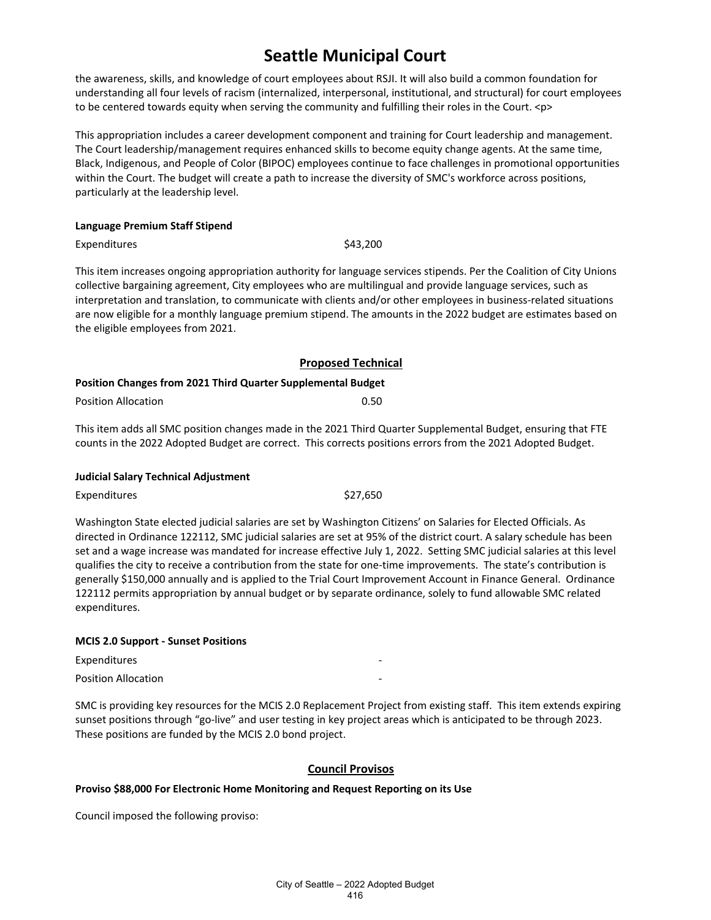the awareness, skills, and knowledge of court employees about RSJI. It will also build a common foundation for understanding all four levels of racism (internalized, interpersonal, institutional, and structural) for court employees to be centered towards equity when serving the community and fulfilling their roles in the Court. <p>

This appropriation includes a career development component and training for Court leadership and management. The Court leadership/management requires enhanced skills to become equity change agents. At the same time, Black, Indigenous, and People of Color (BIPOC) employees continue to face challenges in promotional opportunities within the Court. The budget will create a path to increase the diversity of SMC's workforce across positions, particularly at the leadership level.

**Language Premium Staff Stipend**

| | |
|---|---|
| Expenditures | $43,200 |

This item increases ongoing appropriation authority for language services stipends. Per the Coalition of City Unions collective bargaining agreement, City employees who are multilingual and provide language services, such as interpretation and translation, to communicate with clients and/or other employees in business-related situations are now eligible for a monthly language premium stipend. The amounts in the 2022 budget are estimates based on the eligible employees from 2021.

## Proposed Technical

**Position Changes from 2021 Third Quarter Supplemental Budget**

| | |
|---|---|
| Position Allocation | 0.50 |

This item adds all SMC position changes made in the 2021 Third Quarter Supplemental Budget, ensuring that FTE counts in the 2022 Adopted Budget are correct. This corrects positions errors from the 2021 Adopted Budget.

**Judicial Salary Technical Adjustment**

| | |
|---|---|
| Expenditures | $27,650 |

Washington State elected judicial salaries are set by Washington Citizens' on Salaries for Elected Officials. As directed in Ordinance 122112, SMC judicial salaries are set at 95% of the district court. A salary schedule has been set and a wage increase was mandated for increase effective July 1, 2022. Setting SMC judicial salaries at this level qualifies the city to receive a contribution from the state for one-time improvements. The state's contribution is generally $150,000 annually and is applied to the Trial Court Improvement Account in Finance General. Ordinance 122112 permits appropriation by annual budget or by separate ordinance, solely to fund allowable SMC related expenditures.

**MCIS 2.0 Support - Sunset Positions**

| | |
|---|---|
| Expenditures | - |
| Position Allocation | - |

SMC is providing key resources for the MCIS 2.0 Replacement Project from existing staff. This item extends expiring sunset positions through "go-live" and user testing in key project areas which is anticipated to be through 2023. These positions are funded by the MCIS 2.0 bond project.

## Council Provisos

**Proviso $88,000 For Electronic Home Monitoring and Request Reporting on its Use**

Council imposed the following proviso: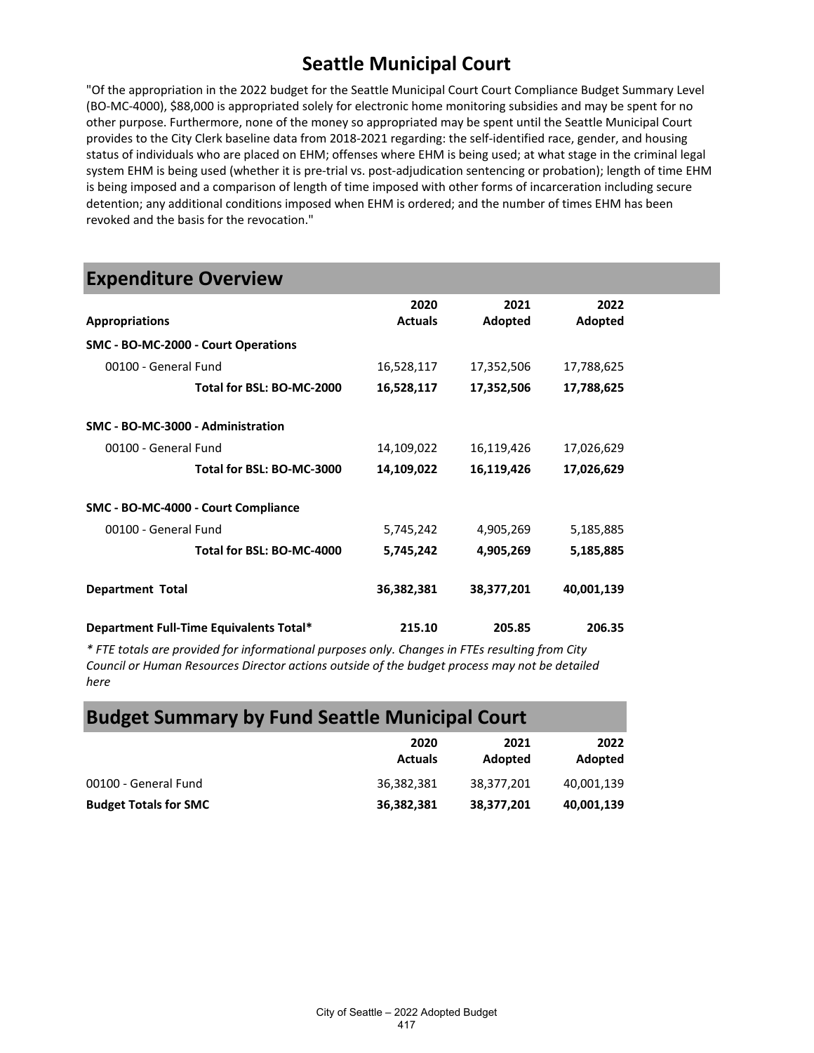# Seattle Municipal Court

"Of the appropriation in the 2022 budget for the Seattle Municipal Court Court Compliance Budget Summary Level (BO-MC-4000), $88,000 is appropriated solely for electronic home monitoring subsidies and may be spent for no other purpose. Furthermore, none of the money so appropriated may be spent until the Seattle Municipal Court provides to the City Clerk baseline data from 2018-2021 regarding: the self-identified race, gender, and housing status of individuals who are placed on EHM; offenses where EHM is being used; at what stage in the criminal legal system EHM is being used (whether it is pre-trial vs. post-adjudication sentencing or probation); length of time EHM is being imposed and a comparison of length of time imposed with other forms of incarceration including secure detention; any additional conditions imposed when EHM is ordered; and the number of times EHM has been revoked and the basis for the revocation."

## Expenditure Overview

| Appropriations | 2020 Actuals | 2021 Adopted | 2022 Adopted |
|---|---|---|---|
| **SMC - BO-MC-2000 - Court Operations** | | | |
| 00100 - General Fund | 16,528,117 | 17,352,506 | 17,788,625 |
| **Total for BSL: BO-MC-2000** | **16,528,117** | **17,352,506** | **17,788,625** |
| **SMC - BO-MC-3000 - Administration** | | | |
| 00100 - General Fund | 14,109,022 | 16,119,426 | 17,026,629 |
| **Total for BSL: BO-MC-3000** | **14,109,022** | **16,119,426** | **17,026,629** |
| **SMC - BO-MC-4000 - Court Compliance** | | | |
| 00100 - General Fund | 5,745,242 | 4,905,269 | 5,185,885 |
| **Total for BSL: BO-MC-4000** | **5,745,242** | **4,905,269** | **5,185,885** |
| **Department Total** | **36,382,381** | **38,377,201** | **40,001,139** |
| **Department Full-Time Equivalents Total*** | **215.10** | **205.85** | **206.35** |

*\* FTE totals are provided for informational purposes only. Changes in FTEs resulting from City Council or Human Resources Director actions outside of the budget process may not be detailed here*

## Budget Summary by Fund Seattle Municipal Court

| | 2020 Actuals | 2021 Adopted | 2022 Adopted |
|---|---|---|---|
| 00100 - General Fund | 36,382,381 | 38,377,201 | 40,001,139 |
| **Budget Totals for SMC** | **36,382,381** | **38,377,201** | **40,001,139** |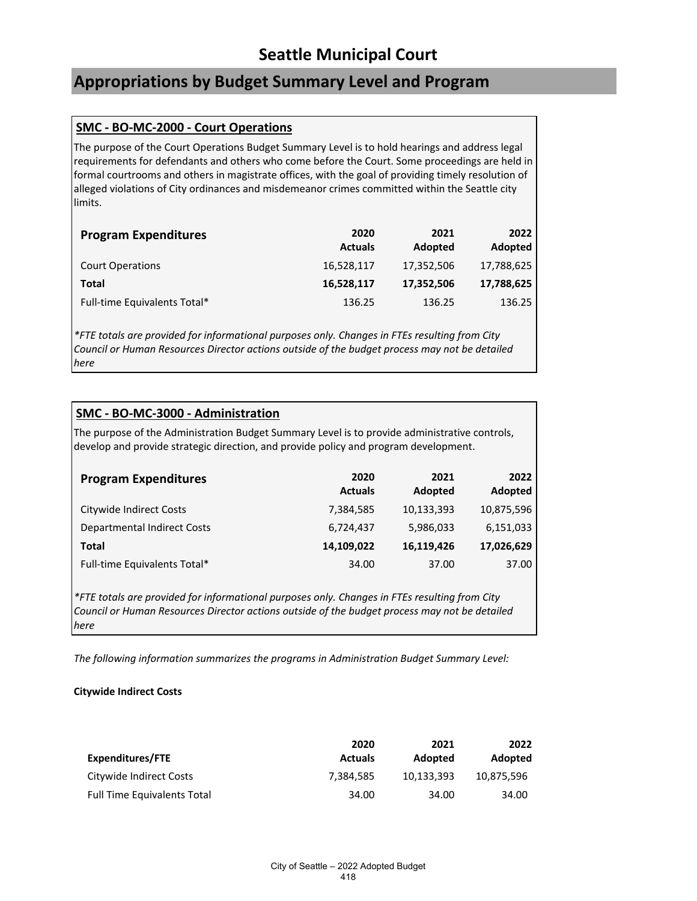# Seattle Municipal Court

## Appropriations by Budget Summary Level and Program

### SMC - BO-MC-2000 - Court Operations

The purpose of the Court Operations Budget Summary Level is to hold hearings and address legal requirements for defendants and others who come before the Court. Some proceedings are held in formal courtrooms and others in magistrate offices, with the goal of providing timely resolution of alleged violations of City ordinances and misdemeanor crimes committed within the Seattle city limits.

| Program Expenditures | 2020 Actuals | 2021 Adopted | 2022 Adopted |
|---|---|---|---|
| Court Operations | 16,528,117 | 17,352,506 | 17,788,625 |
| **Total** | **16,528,117** | **17,352,506** | **17,788,625** |
| Full-time Equivalents Total* | 136.25 | 136.25 | 136.25 |

*\*FTE totals are provided for informational purposes only. Changes in FTEs resulting from City Council or Human Resources Director actions outside of the budget process may not be detailed here*

### SMC - BO-MC-3000 - Administration

The purpose of the Administration Budget Summary Level is to provide administrative controls, develop and provide strategic direction, and provide policy and program development.

| Program Expenditures | 2020 Actuals | 2021 Adopted | 2022 Adopted |
|---|---|---|---|
| Citywide Indirect Costs | 7,384,585 | 10,133,393 | 10,875,596 |
| Departmental Indirect Costs | 6,724,437 | 5,986,033 | 6,151,033 |
| **Total** | **14,109,022** | **16,119,426** | **17,026,629** |
| Full-time Equivalents Total* | 34.00 | 37.00 | 37.00 |

*\*FTE totals are provided for informational purposes only. Changes in FTEs resulting from City Council or Human Resources Director actions outside of the budget process may not be detailed here*

*The following information summarizes the programs in Administration Budget Summary Level:*

**Citywide Indirect Costs**

| Expenditures/FTE | 2020 Actuals | 2021 Adopted | 2022 Adopted |
|---|---|---|---|
| Citywide Indirect Costs | 7,384,585 | 10,133,393 | 10,875,596 |
| Full Time Equivalents Total | 34.00 | 34.00 | 34.00 |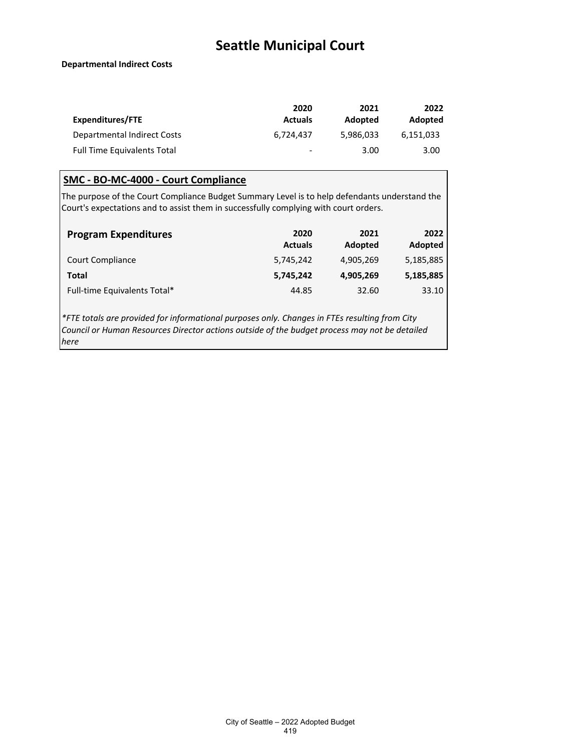# Seattle Municipal Court

**Departmental Indirect Costs**

| Expenditures/FTE | 2020 Actuals | 2021 Adopted | 2022 Adopted |
|---|---|---|---|
| Departmental Indirect Costs | 6,724,437 | 5,986,033 | 6,151,033 |
| Full Time Equivalents Total | - | 3.00 | 3.00 |

## SMC - BO-MC-4000 - Court Compliance

The purpose of the Court Compliance Budget Summary Level is to help defendants understand the Court's expectations and to assist them in successfully complying with court orders.

| Program Expenditures | 2020 Actuals | 2021 Adopted | 2022 Adopted |
|---|---|---|---|
| Court Compliance | 5,745,242 | 4,905,269 | 5,185,885 |
| **Total** | **5,745,242** | **4,905,269** | **5,185,885** |
| Full-time Equivalents Total* | 44.85 | 32.60 | 33.10 |

*\*FTE totals are provided for informational purposes only. Changes in FTEs resulting from City Council or Human Resources Director actions outside of the budget process may not be detailed here*